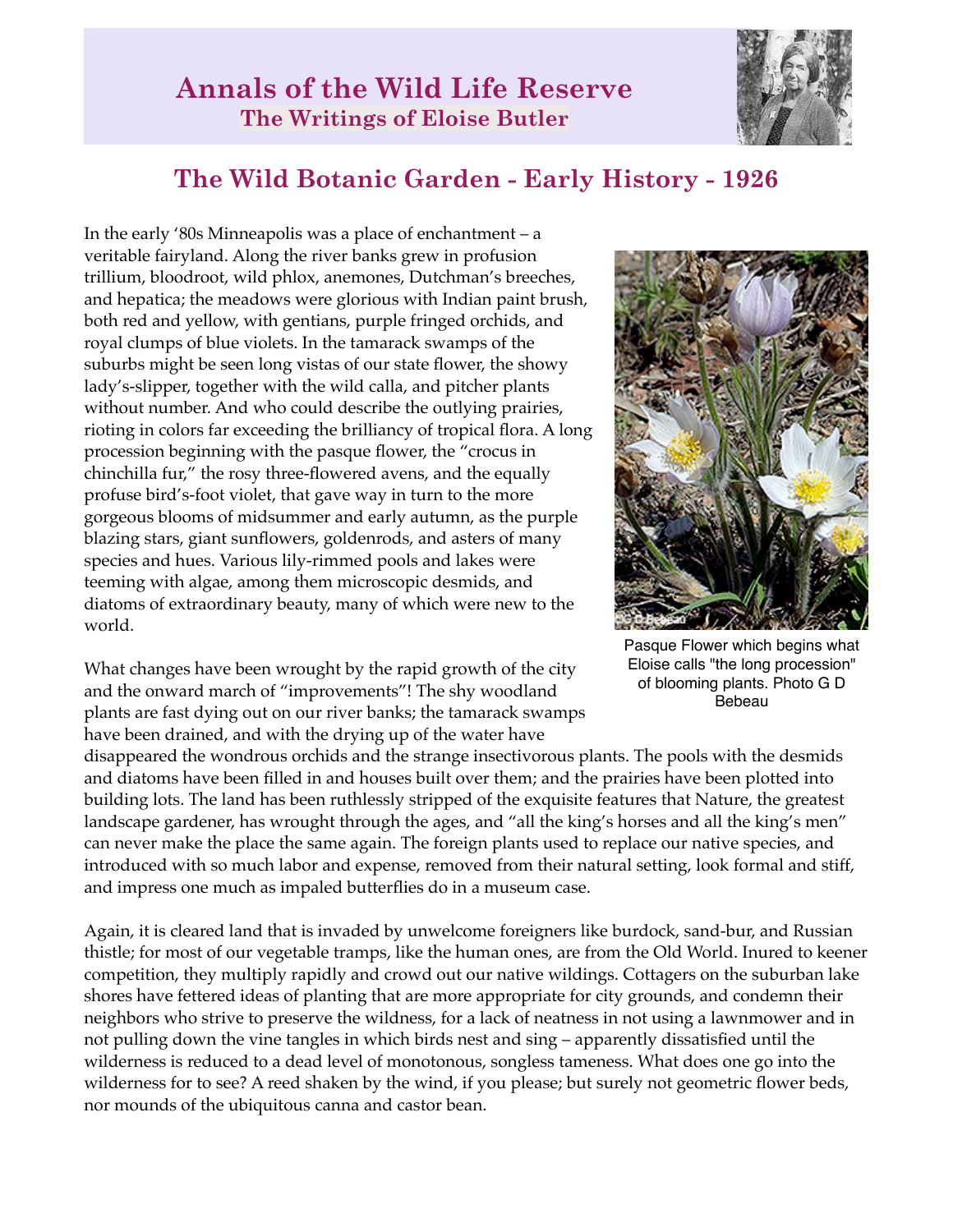# Annals of the Wild Life Reserve

## The Writings of Eloise Butler

## The Wild Botanic Garden - Early History - 1926

In the early '80s Minneapolis was a place of enchantment – a veritable fairyland. Along the river banks grew in profusion trillium, bloodroot, wild phlox, anemones, Dutchman's breeches, and hepatica; the meadows were glorious with Indian paint brush, both red and yellow, with gentians, purple fringed orchids, and royal clumps of blue violets. In the tamarack swamps of the suburbs might be seen long vistas of our state flower, the showy lady's-slipper, together with the wild calla, and pitcher plants without number. And who could describe the outlying prairies, rioting in colors far exceeding the brilliancy of tropical flora. A long procession beginning with the pasque flower, the "crocus in chinchilla fur," the rosy three-flowered avens, and the equally profuse bird's-foot violet, that gave way in turn to the more gorgeous blooms of midsummer and early autumn, as the purple blazing stars, giant sunflowers, goldenrods, and asters of many species and hues. Various lily-rimmed pools and lakes were teeming with algae, among them microscopic desmids, and diatoms of extraordinary beauty, many of which were new to the world.

Pasque Flower which begins what Eloise calls "the long procession" of blooming plants. Photo G D Bebeau

What changes have been wrought by the rapid growth of the city and the onward march of "improvements"! The shy woodland plants are fast dying out on our river banks; the tamarack swamps have been drained, and with the drying up of the water have disappeared the wondrous orchids and the strange insectivorous plants. The pools with the desmids and diatoms have been filled in and houses built over them; and the prairies have been plotted into building lots. The land has been ruthlessly stripped of the exquisite features that Nature, the greatest landscape gardener, has wrought through the ages, and "all the king's horses and all the king's men" can never make the place the same again. The foreign plants used to replace our native species, and introduced with so much labor and expense, removed from their natural setting, look formal and stiff, and impress one much as impaled butterflies do in a museum case.

Again, it is cleared land that is invaded by unwelcome foreigners like burdock, sand-bur, and Russian thistle; for most of our vegetable tramps, like the human ones, are from the Old World. Inured to keener competition, they multiply rapidly and crowd out our native wildings. Cottagers on the suburban lake shores have fettered ideas of planting that are more appropriate for city grounds, and condemn their neighbors who strive to preserve the wildness, for a lack of neatness in not using a lawnmower and in not pulling down the vine tangles in which birds nest and sing – apparently dissatisfied until the wilderness is reduced to a dead level of monotonous, songless tameness. What does one go into the wilderness for to see? A reed shaken by the wind, if you please; but surely not geometric flower beds, nor mounds of the ubiquitous canna and castor bean.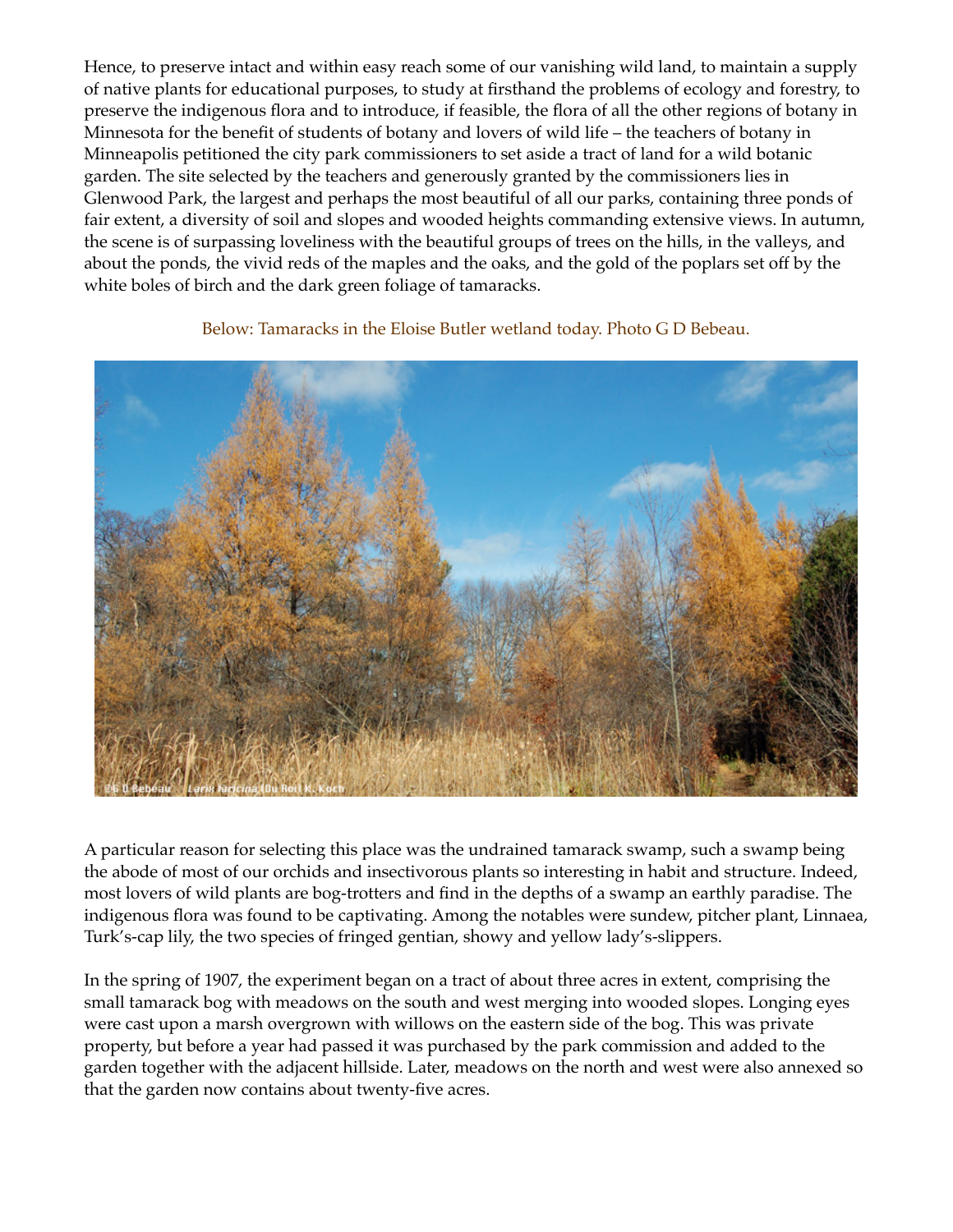Hence, to preserve intact and within easy reach some of our vanishing wild land, to maintain a supply of native plants for educational purposes, to study at firsthand the problems of ecology and forestry, to preserve the indigenous flora and to introduce, if feasible, the flora of all the other regions of botany in Minnesota for the benefit of students of botany and lovers of wild life – the teachers of botany in Minneapolis petitioned the city park commissioners to set aside a tract of land for a wild botanic garden. The site selected by the teachers and generously granted by the commissioners lies in Glenwood Park, the largest and perhaps the most beautiful of all our parks, containing three ponds of fair extent, a diversity of soil and slopes and wooded heights commanding extensive views. In autumn, the scene is of surpassing loveliness with the beautiful groups of trees on the hills, in the valleys, and about the ponds, the vivid reds of the maples and the oaks, and the gold of the poplars set off by the white boles of birch and the dark green foliage of tamaracks.

Below: Tamaracks in the Eloise Butler wetland today. Photo G D Bebeau.

A particular reason for selecting this place was the undrained tamarack swamp, such a swamp being the abode of most of our orchids and insectivorous plants so interesting in habit and structure. Indeed, most lovers of wild plants are bog-trotters and find in the depths of a swamp an earthly paradise. The indigenous flora was found to be captivating. Among the notables were sundew, pitcher plant, Linnaea, Turk's-cap lily, the two species of fringed gentian, showy and yellow lady's-slippers.

In the spring of 1907, the experiment began on a tract of about three acres in extent, comprising the small tamarack bog with meadows on the south and west merging into wooded slopes. Longing eyes were cast upon a marsh overgrown with willows on the eastern side of the bog. This was private property, but before a year had passed it was purchased by the park commission and added to the garden together with the adjacent hillside. Later, meadows on the north and west were also annexed so that the garden now contains about twenty-five acres.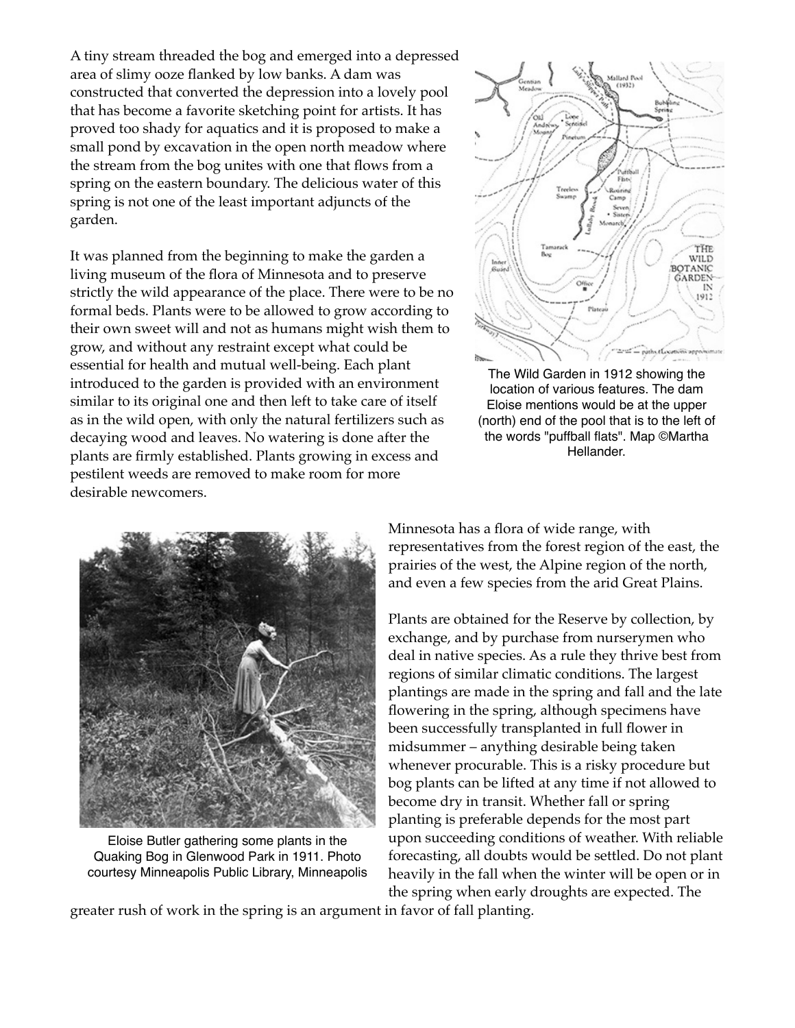A tiny stream threaded the bog and emerged into a depressed area of slimy ooze flanked by low banks. A dam was constructed that converted the depression into a lovely pool that has become a favorite sketching point for artists. It has proved too shady for aquatics and it is proposed to make a small pond by excavation in the open north meadow where the stream from the bog unites with one that flows from a spring on the eastern boundary. The delicious water of this spring is not one of the least important adjuncts of the garden.

It was planned from the beginning to make the garden a living museum of the flora of Minnesota and to preserve strictly the wild appearance of the place. There were to be no formal beds. Plants were to be allowed to grow according to their own sweet will and not as humans might wish them to grow, and without any restraint except what could be essential for health and mutual well-being. Each plant introduced to the garden is provided with an environment similar to its original one and then left to take care of itself as in the wild open, with only the natural fertilizers such as decaying wood and leaves. No watering is done after the plants are firmly established. Plants growing in excess and pestilent weeds are removed to make room for more desirable newcomers.

The Wild Garden in 1912 showing the location of various features. The dam Eloise mentions would be at the upper (north) end of the pool that is to the left of the words "puffball flats". Map ©Martha Hellander.

Minnesota has a flora of wide range, with representatives from the forest region of the east, the prairies of the west, the Alpine region of the north, and even a few species from the arid Great Plains.

Plants are obtained for the Reserve by collection, by exchange, and by purchase from nurserymen who deal in native species. As a rule they thrive best from regions of similar climatic conditions. The largest plantings are made in the spring and fall and the late flowering in the spring, although specimens have been successfully transplanted in full flower in midsummer – anything desirable being taken whenever procurable. This is a risky procedure but bog plants can be lifted at any time if not allowed to become dry in transit. Whether fall or spring planting is preferable depends for the most part upon succeeding conditions of weather. With reliable forecasting, all doubts would be settled. Do not plant heavily in the fall when the winter will be open or in the spring when early droughts are expected. The greater rush of work in the spring is an argument in favor of fall planting.

Eloise Butler gathering some plants in the Quaking Bog in Glenwood Park in 1911. Photo courtesy Minneapolis Public Library, Minneapolis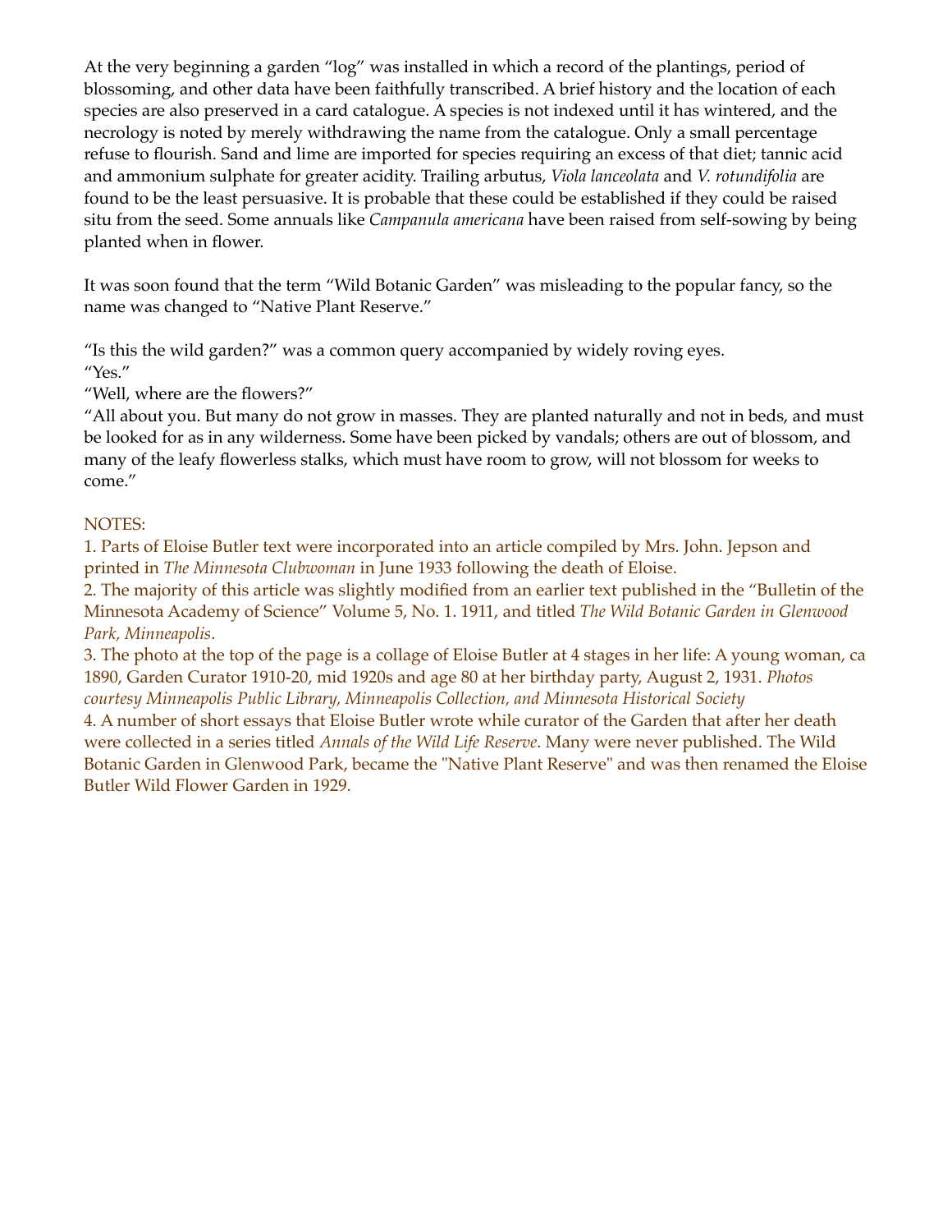At the very beginning a garden "log" was installed in which a record of the plantings, period of blossoming, and other data have been faithfully transcribed. A brief history and the location of each species are also preserved in a card catalogue. A species is not indexed until it has wintered, and the necrology is noted by merely withdrawing the name from the catalogue. Only a small percentage refuse to flourish. Sand and lime are imported for species requiring an excess of that diet; tannic acid and ammonium sulphate for greater acidity. Trailing arbutus, *Viola lanceolata* and *V. rotundifolia* are found to be the least persuasive. It is probable that these could be established if they could be raised situ from the seed. Some annuals like *Campanula americana* have been raised from self-sowing by being planted when in flower.

It was soon found that the term "Wild Botanic Garden" was misleading to the popular fancy, so the name was changed to "Native Plant Reserve."

"Is this the wild garden?" was a common query accompanied by widely roving eyes.
"Yes."
"Well, where are the flowers?"
"All about you. But many do not grow in masses. They are planted naturally and not in beds, and must be looked for as in any wilderness. Some have been picked by vandals; others are out of blossom, and many of the leafy flowerless stalks, which must have room to grow, will not blossom for weeks to come."

NOTES:

1. Parts of Eloise Butler text were incorporated into an article compiled by Mrs. John. Jepson and printed in *The Minnesota Clubwoman* in June 1933 following the death of Eloise.
2. The majority of this article was slightly modified from an earlier text published in the "Bulletin of the Minnesota Academy of Science" Volume 5, No. 1. 1911, and titled *The Wild Botanic Garden in Glenwood Park, Minneapolis*.
3. The photo at the top of the page is a collage of Eloise Butler at 4 stages in her life: A young woman, ca 1890, Garden Curator 1910-20, mid 1920s and age 80 at her birthday party, August 2, 1931. *Photos courtesy Minneapolis Public Library, Minneapolis Collection, and Minnesota Historical Society*
4. A number of short essays that Eloise Butler wrote while curator of the Garden that after her death were collected in a series titled *Annals of the Wild Life Reserve*. Many were never published. The Wild Botanic Garden in Glenwood Park, became the "Native Plant Reserve" and was then renamed the Eloise Butler Wild Flower Garden in 1929.